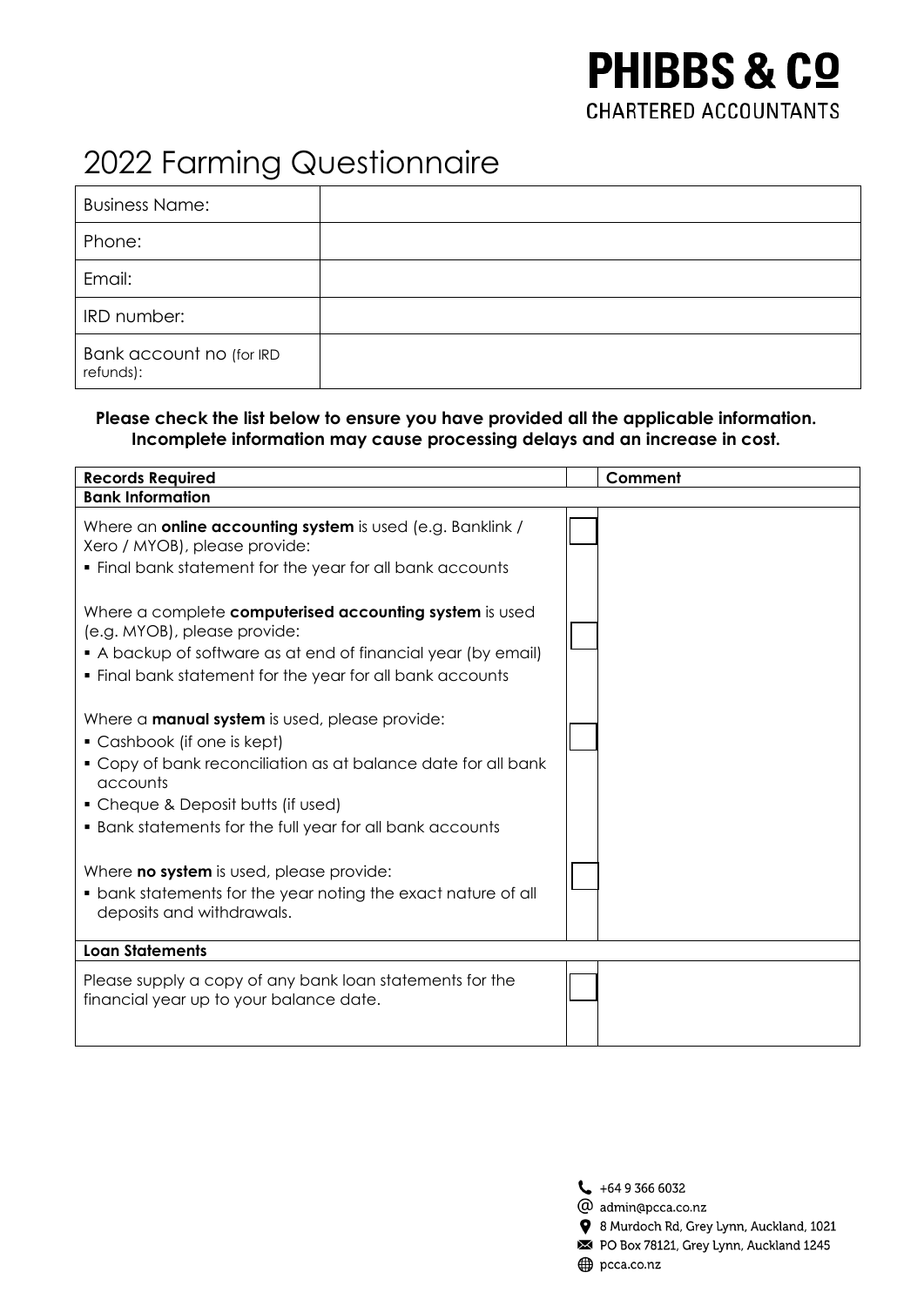**PHIBBS & Cº**
CHARTERED ACCOUNTANTS

# 2022 Farming Questionnaire

| | |
|---|---|
| Business Name: | |
| Phone: | |
| Email: | |
| IRD number: | |
| Bank account no (for IRD refunds): | |

**Please check the list below to ensure you have provided all the applicable information. Incomplete information may cause processing delays and an increase in cost.**

| Records Required | | Comment |
|---|---|---|
| **Bank Information** | | |
| Where an **online accounting system** is used (e.g. Banklink / Xero / MYOB), please provide:<br>▪ Final bank statement for the year for all bank accounts | ☐ | |
| Where a complete **computerised accounting system** is used (e.g. MYOB), please provide:<br>▪ A backup of software as at end of financial year (by email)<br>▪ Final bank statement for the year for all bank accounts | ☐ | |
| Where a **manual system** is used, please provide:<br>▪ Cashbook (if one is kept)<br>▪ Copy of bank reconciliation as at balance date for all bank accounts<br>▪ Cheque & Deposit butts (if used)<br>▪ Bank statements for the full year for all bank accounts | ☐ | |
| Where **no system** is used, please provide:<br>▪ bank statements for the year noting the exact nature of all deposits and withdrawals. | ☐ | |
| **Loan Statements** | | |
| Please supply a copy of any bank loan statements for the financial year up to your balance date. | ☐ | |

+64 9 366 6032
admin@pcca.co.nz
8 Murdoch Rd, Grey Lynn, Auckland, 1021
PO Box 78121, Grey Lynn, Auckland 1245
pcca.co.nz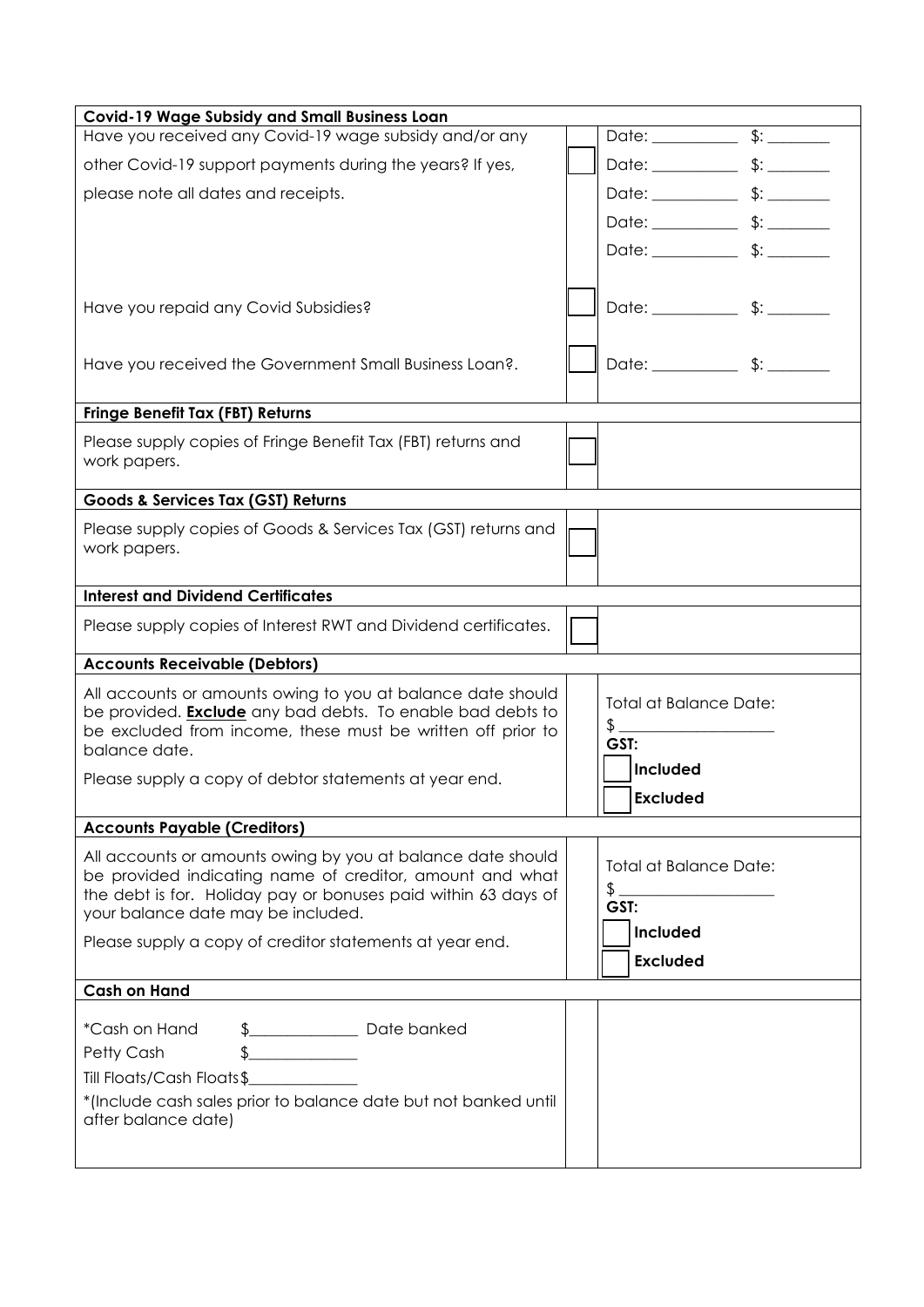| **Covid-19 Wage Subsidy and Small Business Loan** | | |
|---|---|---|
| Have you received any Covid-19 wage subsidy and/or any other Covid-19 support payments during the years? If yes, please note all dates and receipts. | ☐ | Date: ___________ $: ________<br>Date: ___________ $: ________<br>Date: ___________ $: ________<br>Date: ___________ $: ________<br>Date: ___________ $: ________ |
| Have you repaid any Covid Subsidies? | ☐ | Date: ___________ $: ________ |
| Have you received the Government Small Business Loan?. | ☐ | Date: ___________ $: ________ |

| **Fringe Benefit Tax (FBT) Returns** | | |
|---|---|---|
| Please supply copies of Fringe Benefit Tax (FBT) returns and work papers. | ☐ | |

| **Goods & Services Tax (GST) Returns** | | |
|---|---|---|
| Please supply copies of Goods & Services Tax (GST) returns and work papers. | ☐ | |

| **Interest and Dividend Certificates** | | |
|---|---|---|
| Please supply copies of Interest RWT and Dividend certificates. | ☐ | |

| **Accounts Receivable (Debtors)** | |
|---|---|
| All accounts or amounts owing to you at balance date should be provided. **Exclude** any bad debts. To enable bad debts to be excluded from income, these must be written off prior to balance date.<br><br>Please supply a copy of debtor statements at year end. | Total at Balance Date:<br>$ ____________________<br>**GST:**<br>☐ **Included**<br>☐ **Excluded** |

| **Accounts Payable (Creditors)** | |
|---|---|
| All accounts or amounts owing by you at balance date should be provided indicating name of creditor, amount and what the debt is for. Holiday pay or bonuses paid within 63 days of your balance date may be included.<br><br>Please supply a copy of creditor statements at year end. | Total at Balance Date:<br>$ ____________________<br>**GST:**<br>☐ **Included**<br>☐ **Excluded** |

| **Cash on Hand** | | |
|---|---|---|
| *Cash on Hand $______________ Date banked<br>Petty Cash $______________<br>Till Floats/Cash Floats $______________<br>*(Include cash sales prior to balance date but not banked until after balance date) | | |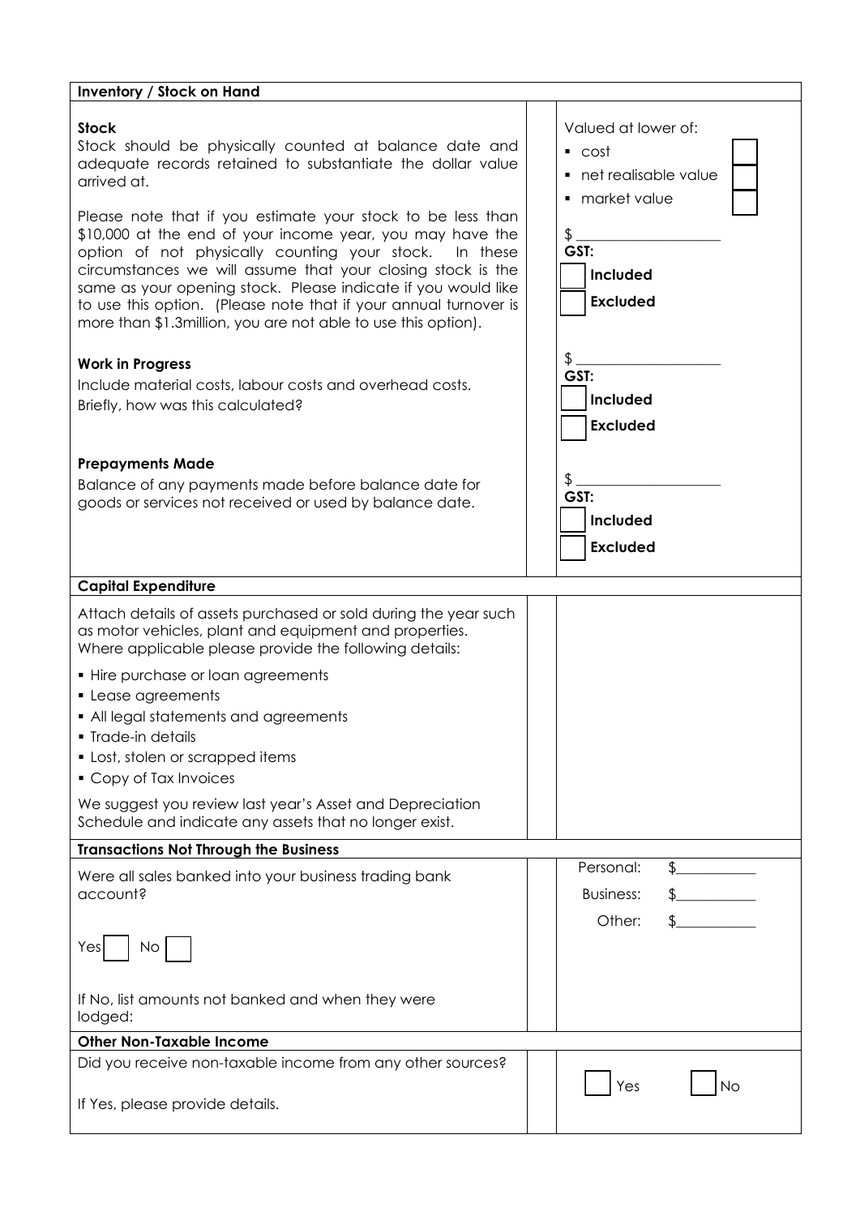| Inventory / Stock on Hand | | |
|---|---|---|
| **Stock**<br>Stock should be physically counted at balance date and adequate records retained to substantiate the dollar value arrived at.<br><br>Please note that if you estimate your stock to be less than $10,000 at the end of your income year, you may have the option of not physically counting your stock. In these circumstances we will assume that your closing stock is the same as your opening stock. Please indicate if you would like to use this option. (Please note that if your annual turnover is more than $1.3million, you are not able to use this option). | | Valued at lower of:<br>▪ cost ☐<br>▪ net realisable value ☐<br>▪ market value ☐<br><br>$ ____________________<br>**GST:**<br>☐ **Included**<br>☐ **Excluded** |
| **Work in Progress**<br>Include material costs, labour costs and overhead costs.<br>Briefly, how was this calculated? | | $ ____________________<br>**GST:**<br>☐ **Included**<br>☐ **Excluded** |
| **Prepayments Made**<br>Balance of any payments made before balance date for goods or services not received or used by balance date. | | $ ____________________<br>**GST:**<br>☐ **Included**<br>☐ **Excluded** |
| **Capital Expenditure** | | |
| Attach details of assets purchased or sold during the year such as motor vehicles, plant and equipment and properties. Where applicable please provide the following details:<br>▪ Hire purchase or loan agreements<br>▪ Lease agreements<br>▪ All legal statements and agreements<br>▪ Trade-in details<br>▪ Lost, stolen or scrapped items<br>▪ Copy of Tax Invoices<br><br>We suggest you review last year's Asset and Depreciation Schedule and indicate any assets that no longer exist. | | |
| **Transactions Not Through the Business** | | |
| Were all sales banked into your business trading bank account?<br><br>Yes ☐ No ☐<br><br>If No, list amounts not banked and when they were lodged: | | Personal: $___________<br>Business: $___________<br>Other: $___________ |
| **Other Non-Taxable Income** | | |
| Did you receive non-taxable income from any other sources?<br><br>If Yes, please provide details. | | ☐ Yes ☐ No |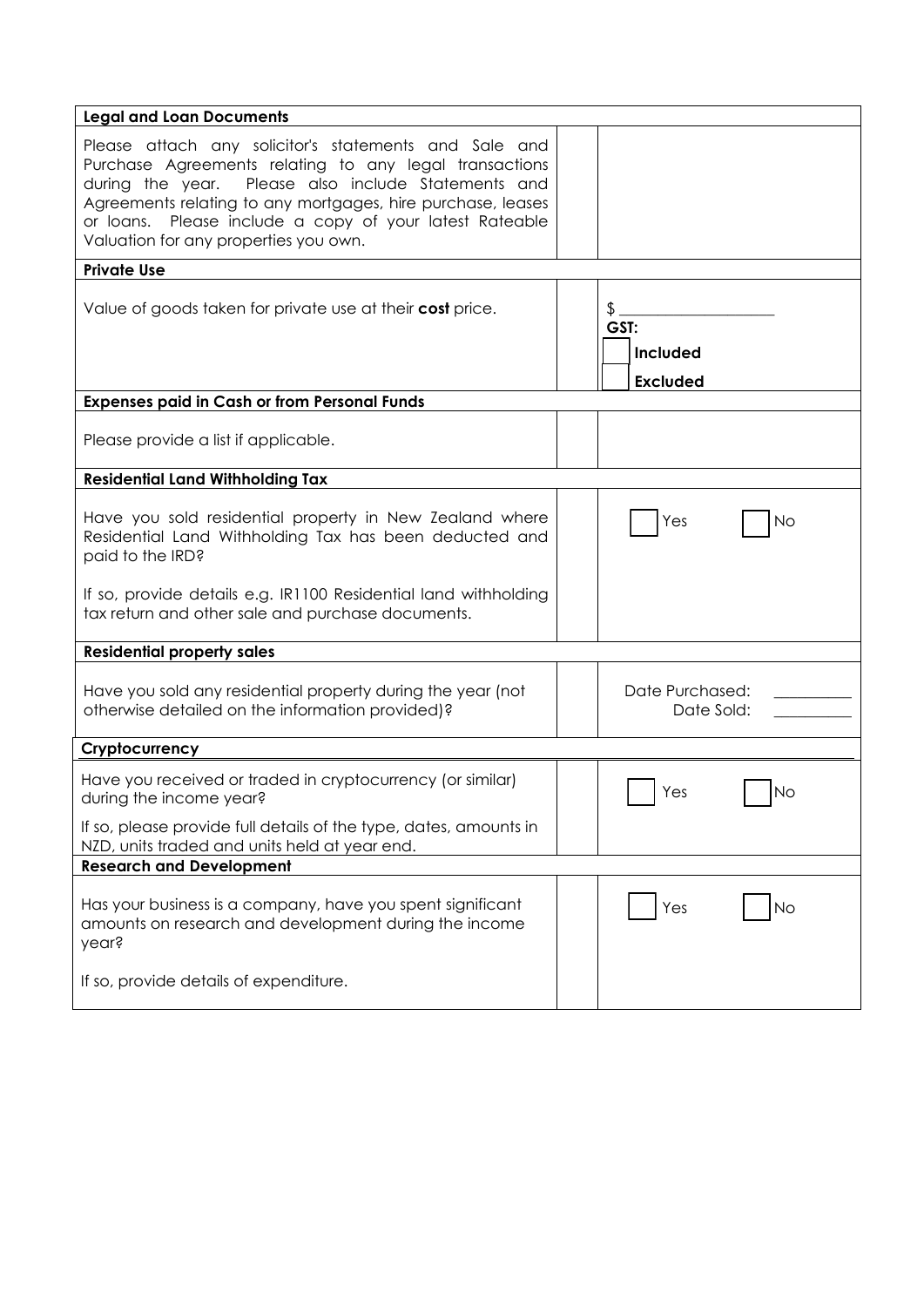| **Legal and Loan Documents** | | |
|---|---|---|
| Please attach any solicitor's statements and Sale and Purchase Agreements relating to any legal transactions during the year. Please also include Statements and Agreements relating to any mortgages, hire purchase, leases or loans. Please include a copy of your latest Rateable Valuation for any properties you own. | | |
| **Private Use** | | |
| Value of goods taken for private use at their **cost** price. | | $ ____________________<br>**GST:**<br>☐ **Included**<br>☐ **Excluded** |
| **Expenses paid in Cash or from Personal Funds** | | |
| Please provide a list if applicable. | | |
| **Residential Land Withholding Tax** | | |
| Have you sold residential property in New Zealand where Residential Land Withholding Tax has been deducted and paid to the IRD?<br><br>If so, provide details e.g. IR1100 Residential land withholding tax return and other sale and purchase documents. | | ☐ Yes ☐ No |
| **Residential property sales** | | |
| Have you sold any residential property during the year (not otherwise detailed on the information provided)? | | Date Purchased: __________<br>Date Sold: __________ |
| **Cryptocurrency** | | |
| Have you received or traded in cryptocurrency (or similar) during the income year?<br><br>If so, please provide full details of the type, dates, amounts in NZD, units traded and units held at year end. | | ☐ Yes ☐ No |
| **Research and Development** | | |
| Has your business is a company, have you spent significant amounts on research and development during the income year?<br><br>If so, provide details of expenditure. | | ☐ Yes ☐ No |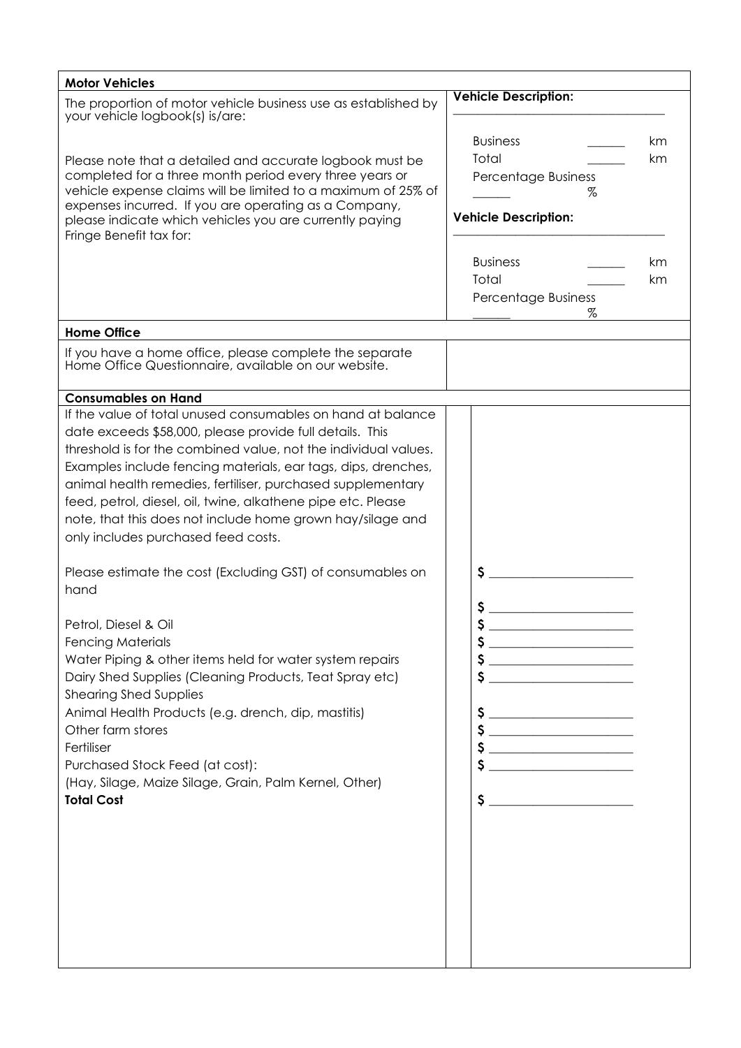| **Motor Vehicles** | |
|---|---|
| The proportion of motor vehicle business use as established by your vehicle logbook(s) is/are:<br><br>Please note that a detailed and accurate logbook must be completed for a three month period every three years or vehicle expense claims will be limited to a maximum of 25% of expenses incurred. If you are operating as a Company, please indicate which vehicles you are currently paying Fringe Benefit tax for: | **Vehicle Description:** ______________________________<br><br>Business ______ km<br>Total ______ km<br>Percentage Business ______ %<br><br>**Vehicle Description:** ______________________________<br><br>Business ______ km<br>Total ______ km<br>Percentage Business ______ % |
| **Home Office** | |
| If you have a home office, please complete the separate Home Office Questionnaire, available on our website. | |
| **Consumables on Hand** | |
| If the value of total unused consumables on hand at balance date exceeds $58,000, please provide full details. This threshold is for the combined value, not the individual values. Examples include fencing materials, ear tags, dips, drenches, animal health remedies, fertiliser, purchased supplementary feed, petrol, diesel, oil, twine, alkathene pipe etc. Please note, that this does not include home grown hay/silage and only includes purchased feed costs. | |
| Please estimate the cost (Excluding GST) of consumables on hand | $ ____________________ |
| | $ ____________________ |
| Petrol, Diesel & Oil | $ ____________________ |
| Fencing Materials | $ ____________________ |
| Water Piping & other items held for water system repairs | $ ____________________ |
| Dairy Shed Supplies (Cleaning Products, Teat Spray etc) | $ ____________________ |
| Shearing Shed Supplies | |
| Animal Health Products (e.g. drench, dip, mastitis) | $ ____________________ |
| Other farm stores | $ ____________________ |
| Fertiliser | $ ____________________ |
| Purchased Stock Feed (at cost):<br>(Hay, Silage, Maize Silage, Grain, Palm Kernel, Other) | $ ____________________ |
| **Total Cost** | $ ____________________ |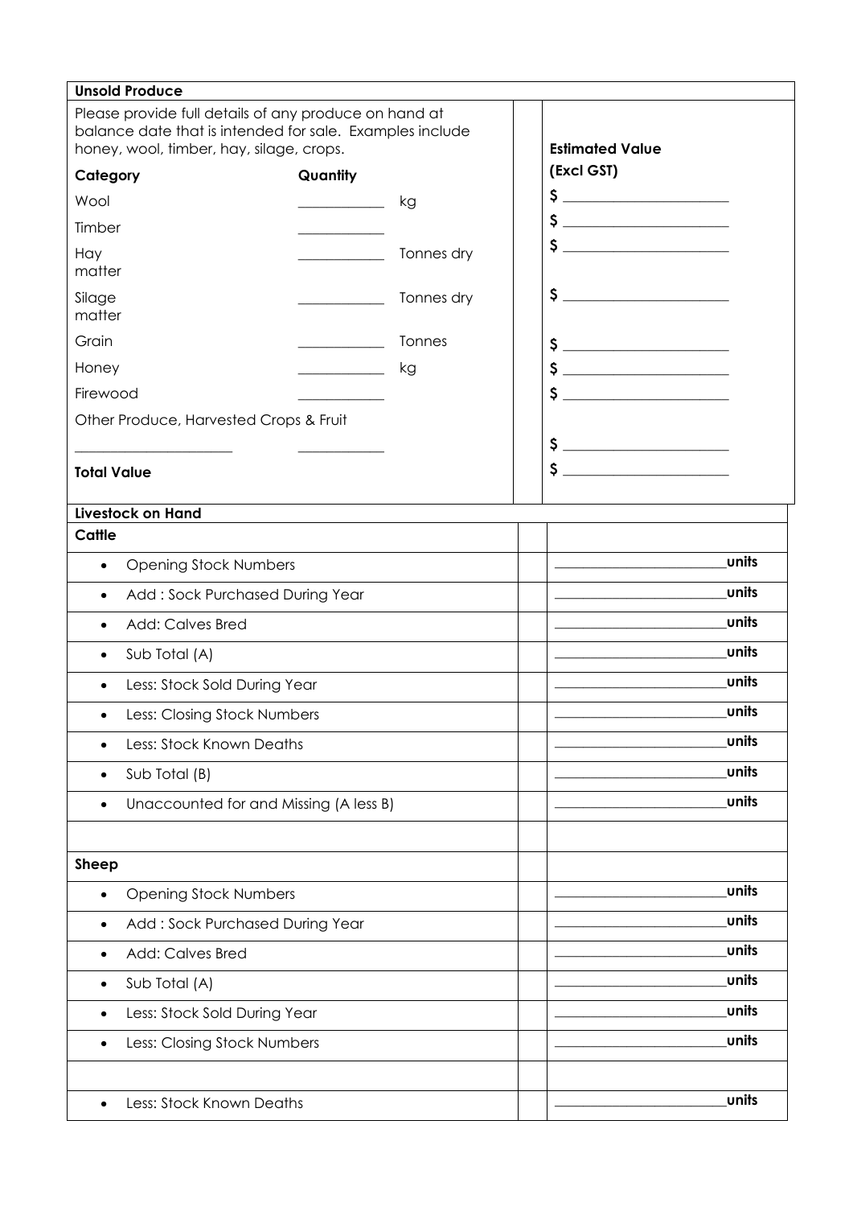**Unsold Produce**

| Please provide full details of any produce on hand at balance date that is intended for sale. Examples include honey, wool, timber, hay, silage, crops. | | | | Estimated Value (Excl GST) |
|---|---|---|---|---|
| **Category** | **Quantity** | | | |
| Wool | ___________ | kg | | $ ______________________ |
| Timber | ___________ | | | $ ______________________ |
| Hay matter | ___________ | Tonnes dry | | $ ______________________ |
| Silage matter | ___________ | Tonnes dry | | $ ______________________ |
| Grain | ___________ | Tonnes | | $ ______________________ |
| Honey | ___________ | kg | | $ ______________________ |
| Firewood | ___________ | | | $ ______________________ |
| Other Produce, Harvested Crops & Fruit | | | | |
| ____________________ | ___________ | | | $ ______________________ |
| **Total Value** | | | | $ ______________________ |

| **Livestock on Hand** | | |
|---|---|---|
| **Cattle** | | |
| • Opening Stock Numbers | | ______________________ **units** |
| • Add : Sock Purchased During Year | | ______________________ **units** |
| • Add: Calves Bred | | ______________________ **units** |
| • Sub Total (A) | | ______________________ **units** |
| • Less: Stock Sold During Year | | ______________________ **units** |
| • Less: Closing Stock Numbers | | ______________________ **units** |
| • Less: Stock Known Deaths | | ______________________ **units** |
| • Sub Total (B) | | ______________________ **units** |
| • Unaccounted for and Missing (A less B) | | ______________________ **units** |
| | | |
| **Sheep** | | |
| • Opening Stock Numbers | | ______________________ **units** |
| • Add : Sock Purchased During Year | | ______________________ **units** |
| • Add: Calves Bred | | ______________________ **units** |
| • Sub Total (A) | | ______________________ **units** |
| • Less: Stock Sold During Year | | ______________________ **units** |
| • Less: Closing Stock Numbers | | ______________________ **units** |
| | | |
| • Less: Stock Known Deaths | | ______________________ **units** |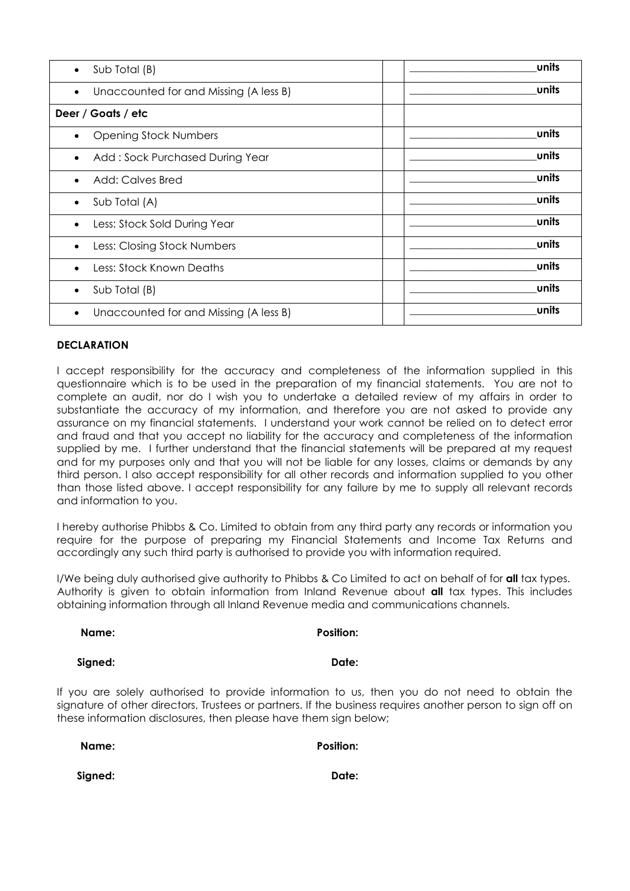| | | |
|---|---|---|
| • Sub Total (B) | | ____________________units |
| • Unaccounted for and Missing (A less B) | | ____________________units |
| **Deer / Goats / etc** | | |
| • Opening Stock Numbers | | ____________________units |
| • Add : Sock Purchased During Year | | ____________________units |
| • Add: Calves Bred | | ____________________units |
| • Sub Total (A) | | ____________________units |
| • Less: Stock Sold During Year | | ____________________units |
| • Less: Closing Stock Numbers | | ____________________units |
| • Less: Stock Known Deaths | | ____________________units |
| • Sub Total (B) | | ____________________units |
| • Unaccounted for and Missing (A less B) | | ____________________units |

**DECLARATION**

I accept responsibility for the accuracy and completeness of the information supplied in this questionnaire which is to be used in the preparation of my financial statements. You are not to complete an audit, nor do I wish you to undertake a detailed review of my affairs in order to substantiate the accuracy of my information, and therefore you are not asked to provide any assurance on my financial statements. I understand your work cannot be relied on to detect error and fraud and that you accept no liability for the accuracy and completeness of the information supplied by me. I further understand that the financial statements will be prepared at my request and for my purposes only and that you will not be liable for any losses, claims or demands by any third person. I also accept responsibility for all other records and information supplied to you other than those listed above. I accept responsibility for any failure by me to supply all relevant records and information to you.

I hereby authorise Phibbs & Co. Limited to obtain from any third party any records or information you require for the purpose of preparing my Financial Statements and Income Tax Returns and accordingly any such third party is authorised to provide you with information required.

I/We being duly authorised give authority to Phibbs & Co Limited to act on behalf of for **all** tax types. Authority is given to obtain information from Inland Revenue about **all** tax types. This includes obtaining information through all Inland Revenue media and communications channels.

**Name:** **Position:**

**Signed:** **Date:**

If you are solely authorised to provide information to us, then you do not need to obtain the signature of other directors, Trustees or partners. If the business requires another person to sign off on these information disclosures, then please have them sign below;

**Name:** **Position:**

**Signed:** **Date:**